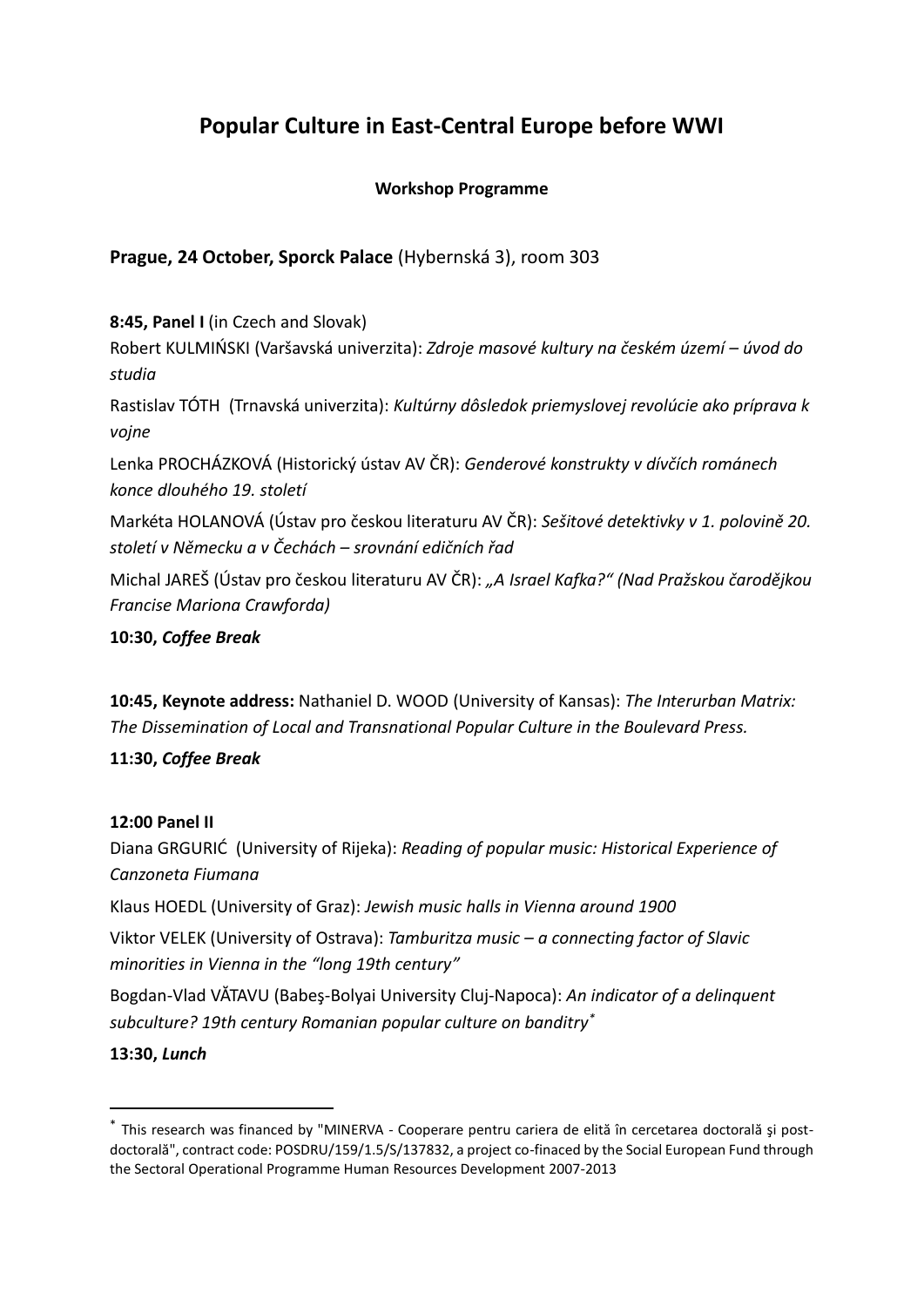# Popular Culture in East-Central Europe before WWI

**Workshop Programme**

**Prague, 24 October, Sporck Palace** (Hybernská 3), room 303

**8:45, Panel I** (in Czech and Slovak)

Robert KULMIŃSKI (Varšavská univerzita): *Zdroje masové kultury na českém území – úvod do studia*

Rastislav TÓTH (Trnavská univerzita): *Kultúrny dôsledok priemyslovej revolúcie ako príprava k vojne*

Lenka PROCHÁZKOVÁ (Historický ústav AV ČR): *Genderové konstrukty v dívčích románech konce dlouhého 19. století*

Markéta HOLANOVÁ (Ústav pro českou literaturu AV ČR): *Sešitové detektivky v 1. polovině 20. století v Německu a v Čechách – srovnání edičních řad*

Michal JAREŠ (Ústav pro českou literaturu AV ČR): *„A Israel Kafka?" (Nad Pražskou čarodějkou Francise Mariona Crawforda)*

**10:30, *Coffee Break***

**10:45, Keynote address:** Nathaniel D. WOOD (University of Kansas): *The Interurban Matrix: The Dissemination of Local and Transnational Popular Culture in the Boulevard Press.*

**11:30, *Coffee Break***

**12:00 Panel II**

Diana GRGURIĆ (University of Rijeka): *Reading of popular music: Historical Experience of Canzoneta Fiumana*

Klaus HOEDL (University of Graz): *Jewish music halls in Vienna around 1900*

Viktor VELEK (University of Ostrava): *Tamburitza music – a connecting factor of Slavic minorities in Vienna in the "long 19th century"*

Bogdan-Vlad VĂTAVU (Babeş-Bolyai University Cluj-Napoca): *An indicator of a delinquent subculture? 19th century Romanian popular culture on banditry*[*]

**13:30, *Lunch***

---

[*] This research was financed by "MINERVA - Cooperare pentru cariera de elită în cercetarea doctorală şi post-doctorală", contract code: POSDRU/159/1.5/S/137832, a project co-finaced by the Social European Fund through the Sectoral Operational Programme Human Resources Development 2007-2013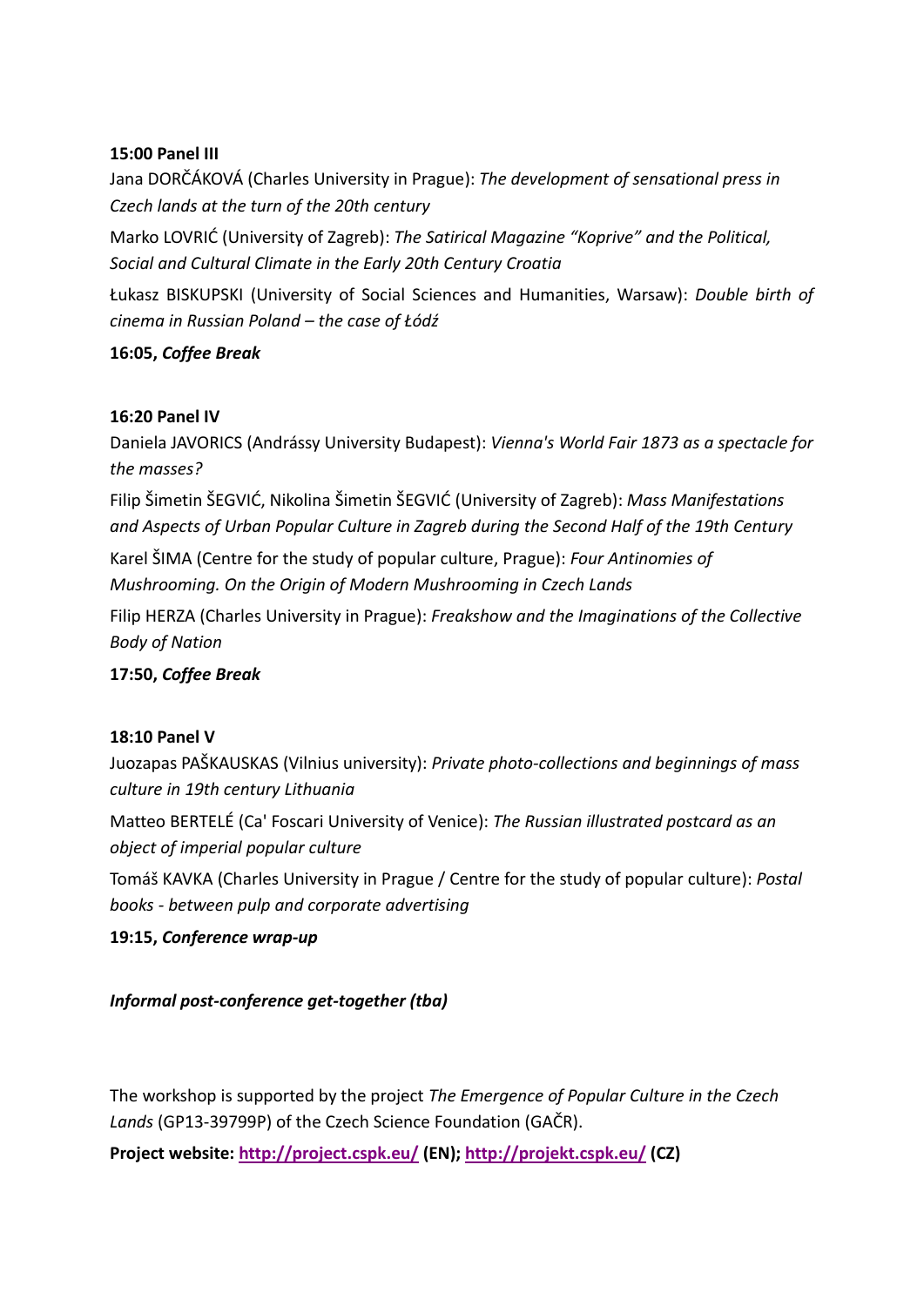**15:00 Panel III**

Jana DORČÁKOVÁ (Charles University in Prague): *The development of sensational press in Czech lands at the turn of the 20th century*

Marko LOVRIĆ (University of Zagreb): *The Satirical Magazine "Koprive" and the Political, Social and Cultural Climate in the Early 20th Century Croatia*

Łukasz BISKUPSKI (University of Social Sciences and Humanities, Warsaw): *Double birth of cinema in Russian Poland – the case of Łódź*

**16:05,** ***Coffee Break***

**16:20 Panel IV**

Daniela JAVORICS (Andrássy University Budapest): *Vienna's World Fair 1873 as a spectacle for the masses?*

Filip Šimetin ŠEGVIĆ, Nikolina Šimetin ŠEGVIĆ (University of Zagreb): *Mass Manifestations and Aspects of Urban Popular Culture in Zagreb during the Second Half of the 19th Century*

Karel ŠIMA (Centre for the study of popular culture, Prague): *Four Antinomies of Mushrooming. On the Origin of Modern Mushrooming in Czech Lands*

Filip HERZA (Charles University in Prague): *Freakshow and the Imaginations of the Collective Body of Nation*

**17:50,** ***Coffee Break***

**18:10 Panel V**

Juozapas PAŠKAUSKAS (Vilnius university): *Private photo-collections and beginnings of mass culture in 19th century Lithuania*

Matteo BERTELÉ (Ca' Foscari University of Venice): *The Russian illustrated postcard as an object of imperial popular culture*

Tomáš KAVKA (Charles University in Prague / Centre for the study of popular culture): *Postal books - between pulp and corporate advertising*

**19:15,** ***Conference wrap-up***

***Informal post-conference get-together (tba)***

The workshop is supported by the project *The Emergence of Popular Culture in the Czech Lands* (GP13-39799P) of the Czech Science Foundation (GAČR).

**Project website: http://project.cspk.eu/ (EN); http://projekt.cspk.eu/ (CZ)**